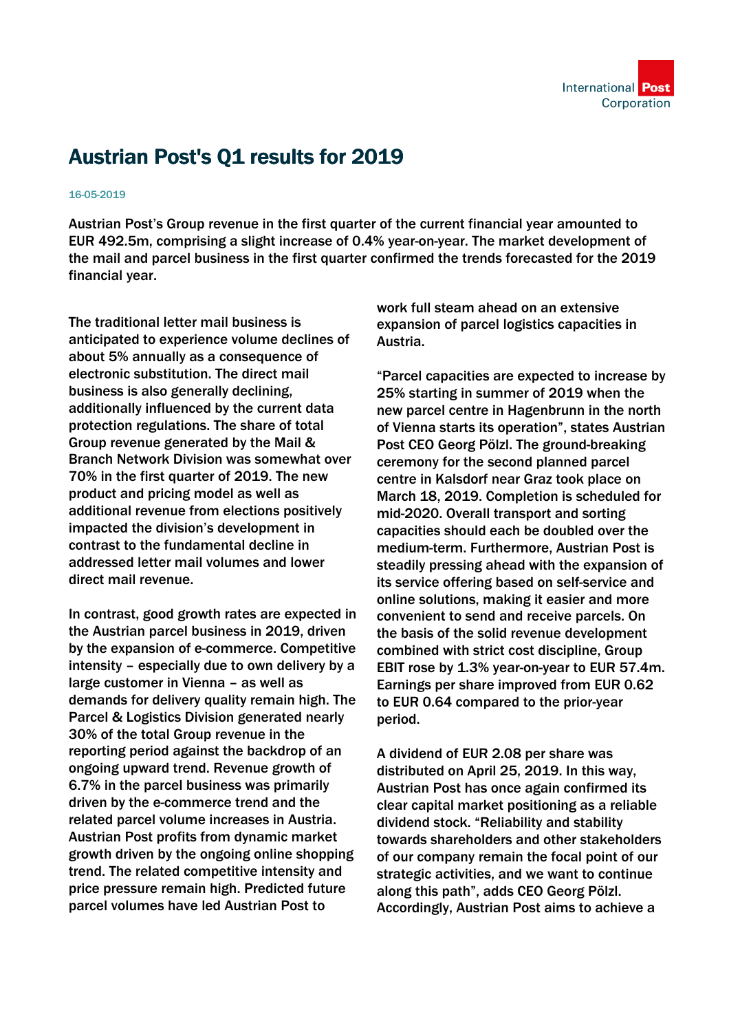# Austrian Post's Q1 results for 2019

16-05-2019

**Austrian Post's Group revenue in the first quarter of the current financial year amounted to EUR 492.5m, comprising a slight increase of 0.4% year-on-year. The market development of the mail and parcel business in the first quarter confirmed the trends forecasted for the 2019 financial year.**

The traditional letter mail business is anticipated to experience volume declines of about 5% annually as a consequence of electronic substitution. The direct mail business is also generally declining, additionally influenced by the current data protection regulations. The share of total Group revenue generated by the Mail & Branch Network Division was somewhat over 70% in the first quarter of 2019. The new product and pricing model as well as additional revenue from elections positively impacted the division's development in contrast to the fundamental decline in addressed letter mail volumes and lower direct mail revenue.

In contrast, good growth rates are expected in the Austrian parcel business in 2019, driven by the expansion of e-commerce. Competitive intensity – especially due to own delivery by a large customer in Vienna – as well as demands for delivery quality remain high. The Parcel & Logistics Division generated nearly 30% of the total Group revenue in the reporting period against the backdrop of an ongoing upward trend. Revenue growth of 6.7% in the parcel business was primarily driven by the e-commerce trend and the related parcel volume increases in Austria. Austrian Post profits from dynamic market growth driven by the ongoing online shopping trend. The related competitive intensity and price pressure remain high. Predicted future parcel volumes have led Austrian Post to work full steam ahead on an extensive expansion of parcel logistics capacities in Austria.

"Parcel capacities are expected to increase by 25% starting in summer of 2019 when the new parcel centre in Hagenbrunn in the north of Vienna starts its operation", states Austrian Post CEO Georg Pölzl. The ground-breaking ceremony for the second planned parcel centre in Kalsdorf near Graz took place on March 18, 2019. Completion is scheduled for mid-2020. Overall transport and sorting capacities should each be doubled over the medium-term. Furthermore, Austrian Post is steadily pressing ahead with the expansion of its service offering based on self-service and online solutions, making it easier and more convenient to send and receive parcels. On the basis of the solid revenue development combined with strict cost discipline, Group EBIT rose by 1.3% year-on-year to EUR 57.4m. Earnings per share improved from EUR 0.62 to EUR 0.64 compared to the prior-year period.

A dividend of EUR 2.08 per share was distributed on April 25, 2019. In this way, Austrian Post has once again confirmed its clear capital market positioning as a reliable dividend stock. "Reliability and stability towards shareholders and other stakeholders of our company remain the focal point of our strategic activities, and we want to continue along this path", adds CEO Georg Pölzl. Accordingly, Austrian Post aims to achieve a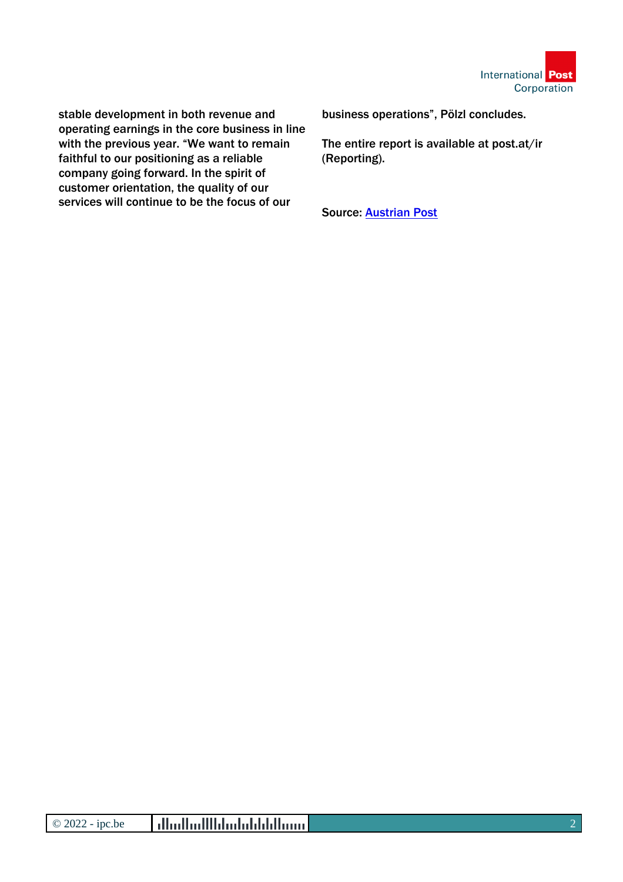stable development in both revenue and operating earnings in the core business in line with the previous year. "We want to remain faithful to our positioning as a reliable company going forward. In the spirit of customer orientation, the quality of our services will continue to be the focus of our business operations", Pölzl concludes.

The entire report is available at post.at/ir (Reporting).

Source: [Austrian Post]